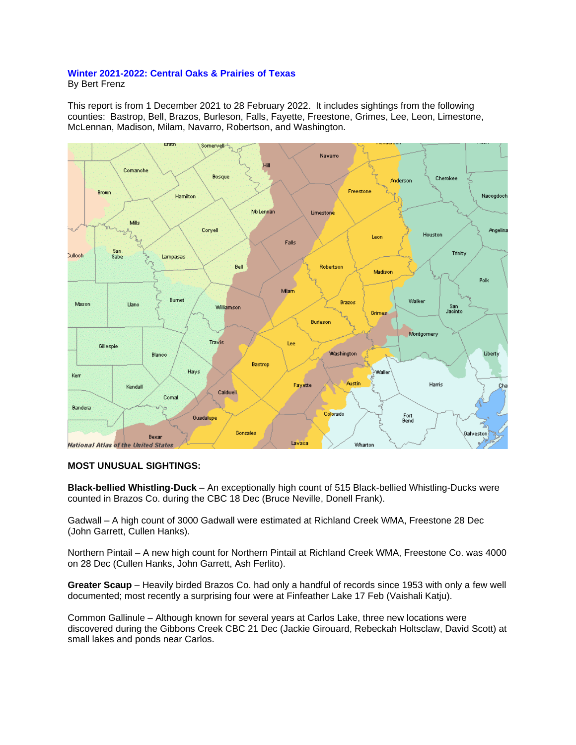**Winter 2021-2022: Central Oaks & Prairies of Texas**
By Bert Frenz

This report is from 1 December 2021 to 28 February 2022. It includes sightings from the following counties: Bastrop, Bell, Brazos, Burleson, Falls, Fayette, Freestone, Grimes, Lee, Leon, Limestone, McLennan, Madison, Milam, Navarro, Robertson, and Washington.

**MOST UNUSUAL SIGHTINGS:**

**Black-bellied Whistling-Duck** – An exceptionally high count of 515 Black-bellied Whistling-Ducks were counted in Brazos Co. during the CBC 18 Dec (Bruce Neville, Donell Frank).

Gadwall – A high count of 3000 Gadwall were estimated at Richland Creek WMA, Freestone 28 Dec (John Garrett, Cullen Hanks).

Northern Pintail – A new high count for Northern Pintail at Richland Creek WMA, Freestone Co. was 4000 on 28 Dec (Cullen Hanks, John Garrett, Ash Ferlito).

**Greater Scaup** – Heavily birded Brazos Co. had only a handful of records since 1953 with only a few well documented; most recently a surprising four were at Finfeather Lake 17 Feb (Vaishali Katju).

Common Gallinule – Although known for several years at Carlos Lake, three new locations were discovered during the Gibbons Creek CBC 21 Dec (Jackie Girouard, Rebeckah Holtsclaw, David Scott) at small lakes and ponds near Carlos.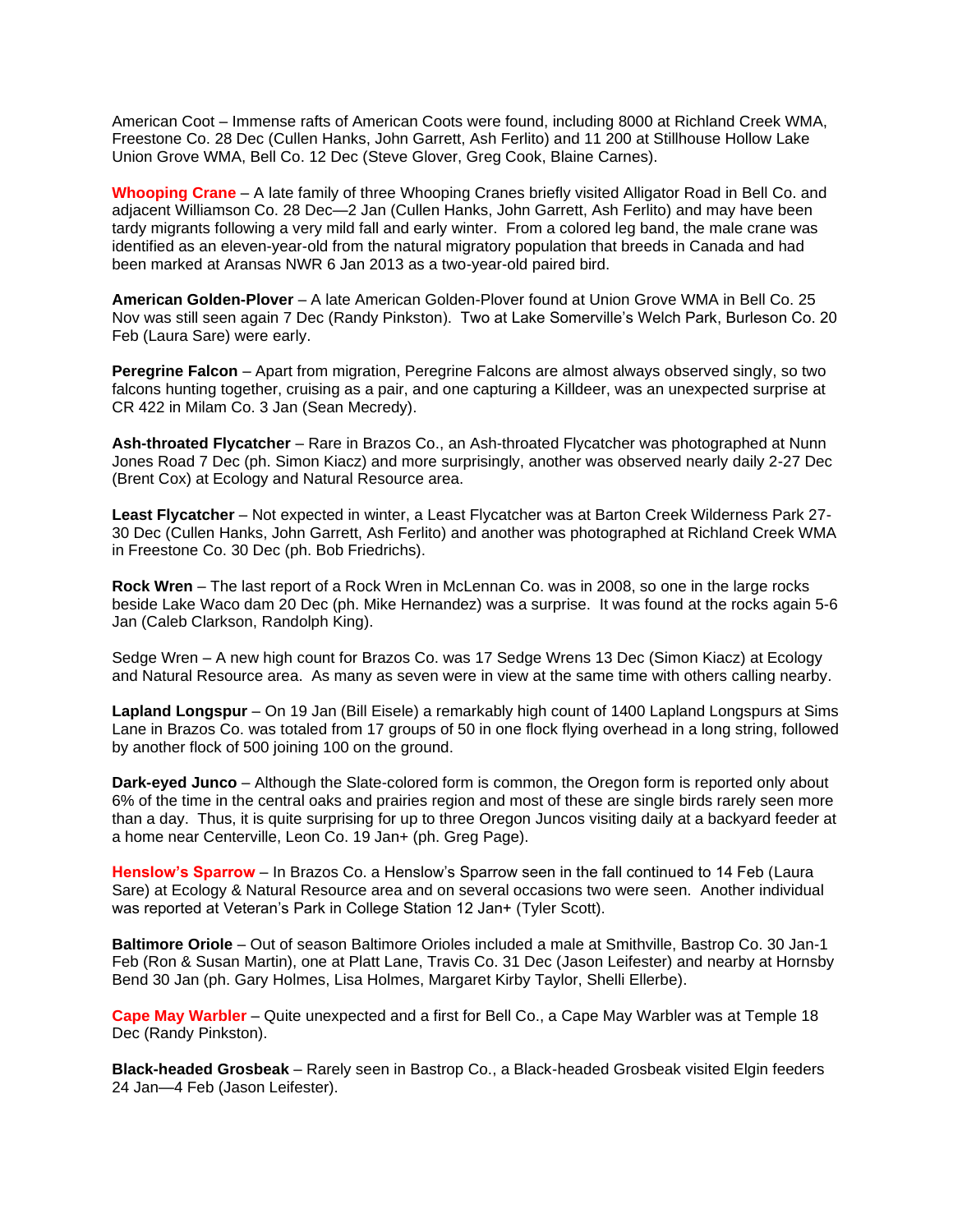American Coot – Immense rafts of American Coots were found, including 8000 at Richland Creek WMA, Freestone Co. 28 Dec (Cullen Hanks, John Garrett, Ash Ferlito) and 11 200 at Stillhouse Hollow Lake Union Grove WMA, Bell Co. 12 Dec (Steve Glover, Greg Cook, Blaine Carnes).

**Whooping Crane** – A late family of three Whooping Cranes briefly visited Alligator Road in Bell Co. and adjacent Williamson Co. 28 Dec—2 Jan (Cullen Hanks, John Garrett, Ash Ferlito) and may have been tardy migrants following a very mild fall and early winter. From a colored leg band, the male crane was identified as an eleven-year-old from the natural migratory population that breeds in Canada and had been marked at Aransas NWR 6 Jan 2013 as a two-year-old paired bird.

**American Golden-Plover** – A late American Golden-Plover found at Union Grove WMA in Bell Co. 25 Nov was still seen again 7 Dec (Randy Pinkston). Two at Lake Somerville's Welch Park, Burleson Co. 20 Feb (Laura Sare) were early.

**Peregrine Falcon** – Apart from migration, Peregrine Falcons are almost always observed singly, so two falcons hunting together, cruising as a pair, and one capturing a Killdeer, was an unexpected surprise at CR 422 in Milam Co. 3 Jan (Sean Mecredy).

**Ash-throated Flycatcher** – Rare in Brazos Co., an Ash-throated Flycatcher was photographed at Nunn Jones Road 7 Dec (ph. Simon Kiacz) and more surprisingly, another was observed nearly daily 2-27 Dec (Brent Cox) at Ecology and Natural Resource area.

**Least Flycatcher** – Not expected in winter, a Least Flycatcher was at Barton Creek Wilderness Park 27-30 Dec (Cullen Hanks, John Garrett, Ash Ferlito) and another was photographed at Richland Creek WMA in Freestone Co. 30 Dec (ph. Bob Friedrichs).

**Rock Wren** – The last report of a Rock Wren in McLennan Co. was in 2008, so one in the large rocks beside Lake Waco dam 20 Dec (ph. Mike Hernandez) was a surprise. It was found at the rocks again 5-6 Jan (Caleb Clarkson, Randolph King).

Sedge Wren – A new high count for Brazos Co. was 17 Sedge Wrens 13 Dec (Simon Kiacz) at Ecology and Natural Resource area. As many as seven were in view at the same time with others calling nearby.

**Lapland Longspur** – On 19 Jan (Bill Eisele) a remarkably high count of 1400 Lapland Longspurs at Sims Lane in Brazos Co. was totaled from 17 groups of 50 in one flock flying overhead in a long string, followed by another flock of 500 joining 100 on the ground.

**Dark-eyed Junco** – Although the Slate-colored form is common, the Oregon form is reported only about 6% of the time in the central oaks and prairies region and most of these are single birds rarely seen more than a day. Thus, it is quite surprising for up to three Oregon Juncos visiting daily at a backyard feeder at a home near Centerville, Leon Co. 19 Jan+ (ph. Greg Page).

**Henslow's Sparrow** – In Brazos Co. a Henslow's Sparrow seen in the fall continued to 14 Feb (Laura Sare) at Ecology & Natural Resource area and on several occasions two were seen. Another individual was reported at Veteran's Park in College Station 12 Jan+ (Tyler Scott).

**Baltimore Oriole** – Out of season Baltimore Orioles included a male at Smithville, Bastrop Co. 30 Jan-1 Feb (Ron & Susan Martin), one at Platt Lane, Travis Co. 31 Dec (Jason Leifester) and nearby at Hornsby Bend 30 Jan (ph. Gary Holmes, Lisa Holmes, Margaret Kirby Taylor, Shelli Ellerbe).

**Cape May Warbler** – Quite unexpected and a first for Bell Co., a Cape May Warbler was at Temple 18 Dec (Randy Pinkston).

**Black-headed Grosbeak** – Rarely seen in Bastrop Co., a Black-headed Grosbeak visited Elgin feeders 24 Jan—4 Feb (Jason Leifester).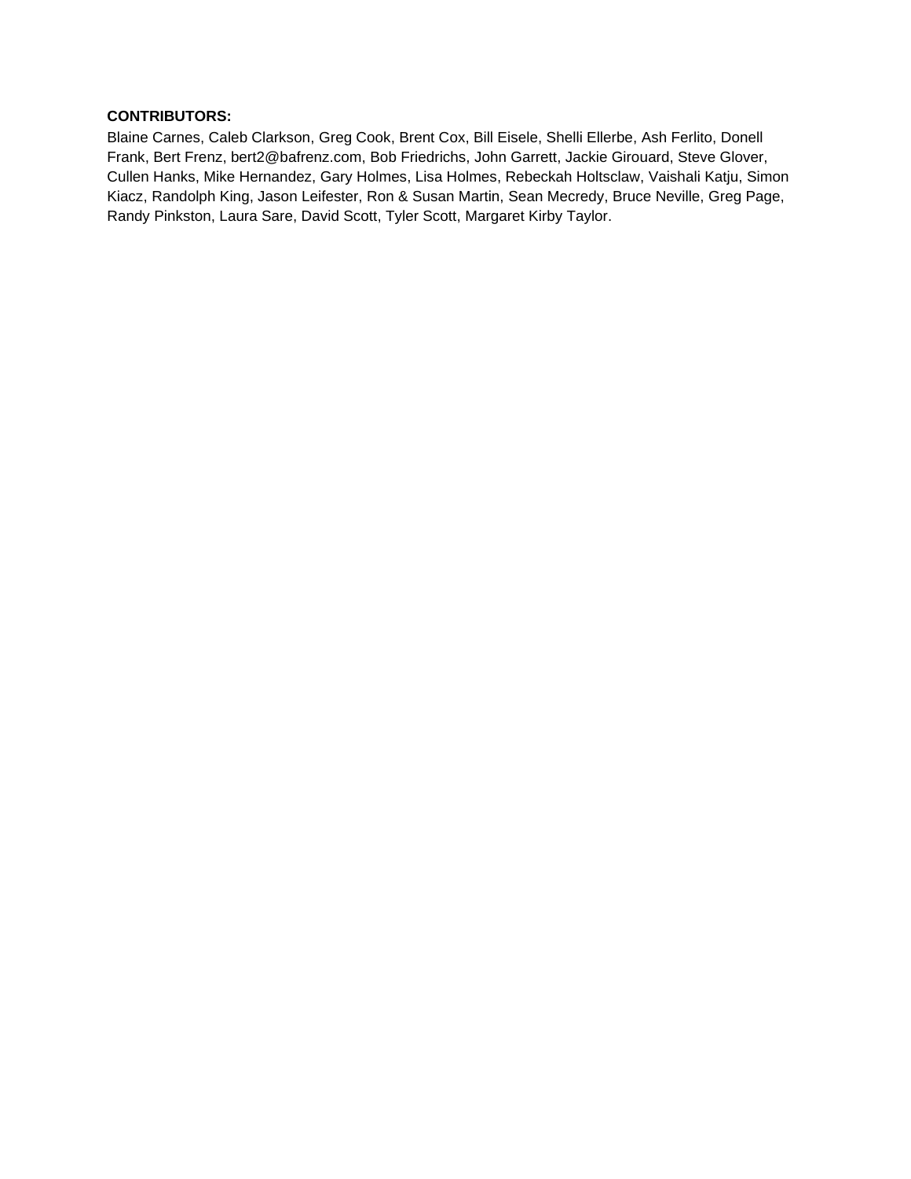**CONTRIBUTORS:**

Blaine Carnes, Caleb Clarkson, Greg Cook, Brent Cox, Bill Eisele, Shelli Ellerbe, Ash Ferlito, Donell Frank, Bert Frenz, bert2@bafrenz.com, Bob Friedrichs, John Garrett, Jackie Girouard, Steve Glover, Cullen Hanks, Mike Hernandez, Gary Holmes, Lisa Holmes, Rebeckah Holtsclaw, Vaishali Katju, Simon Kiacz, Randolph King, Jason Leifester, Ron & Susan Martin, Sean Mecredy, Bruce Neville, Greg Page, Randy Pinkston, Laura Sare, David Scott, Tyler Scott, Margaret Kirby Taylor.